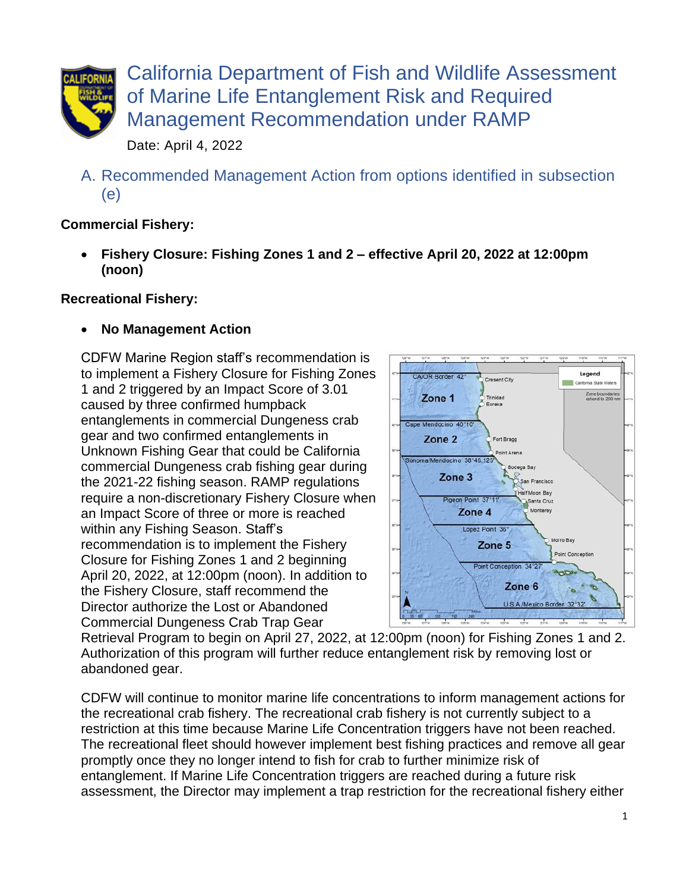# California Department of Fish and Wildlife Assessment of Marine Life Entanglement Risk and Required Management Recommendation under RAMP

Date: April 4, 2022

## A. Recommended Management Action from options identified in subsection (e)

**Commercial Fishery:**

- **Fishery Closure: Fishing Zones 1 and 2 – effective April 20, 2022 at 12:00pm (noon)**

**Recreational Fishery:**

- **No Management Action**

CDFW Marine Region staff's recommendation is to implement a Fishery Closure for Fishing Zones 1 and 2 triggered by an Impact Score of 3.01 caused by three confirmed humpback entanglements in commercial Dungeness crab gear and two confirmed entanglements in Unknown Fishing Gear that could be California commercial Dungeness crab fishing gear during the 2021-22 fishing season. RAMP regulations require a non-discretionary Fishery Closure when an Impact Score of three or more is reached within any Fishing Season. Staff's recommendation is to implement the Fishery Closure for Fishing Zones 1 and 2 beginning April 20, 2022, at 12:00pm (noon). In addition to the Fishery Closure, staff recommend the Director authorize the Lost or Abandoned Commercial Dungeness Crab Trap Gear Retrieval Program to begin on April 27, 2022, at 12:00pm (noon) for Fishing Zones 1 and 2. Authorization of this program will further reduce entanglement risk by removing lost or abandoned gear.

CDFW will continue to monitor marine life concentrations to inform management actions for the recreational crab fishery. The recreational crab fishery is not currently subject to a restriction at this time because Marine Life Concentration triggers have not been reached. The recreational fleet should however implement best fishing practices and remove all gear promptly once they no longer intend to fish for crab to further minimize risk of entanglement. If Marine Life Concentration triggers are reached during a future risk assessment, the Director may implement a trap restriction for the recreational fishery either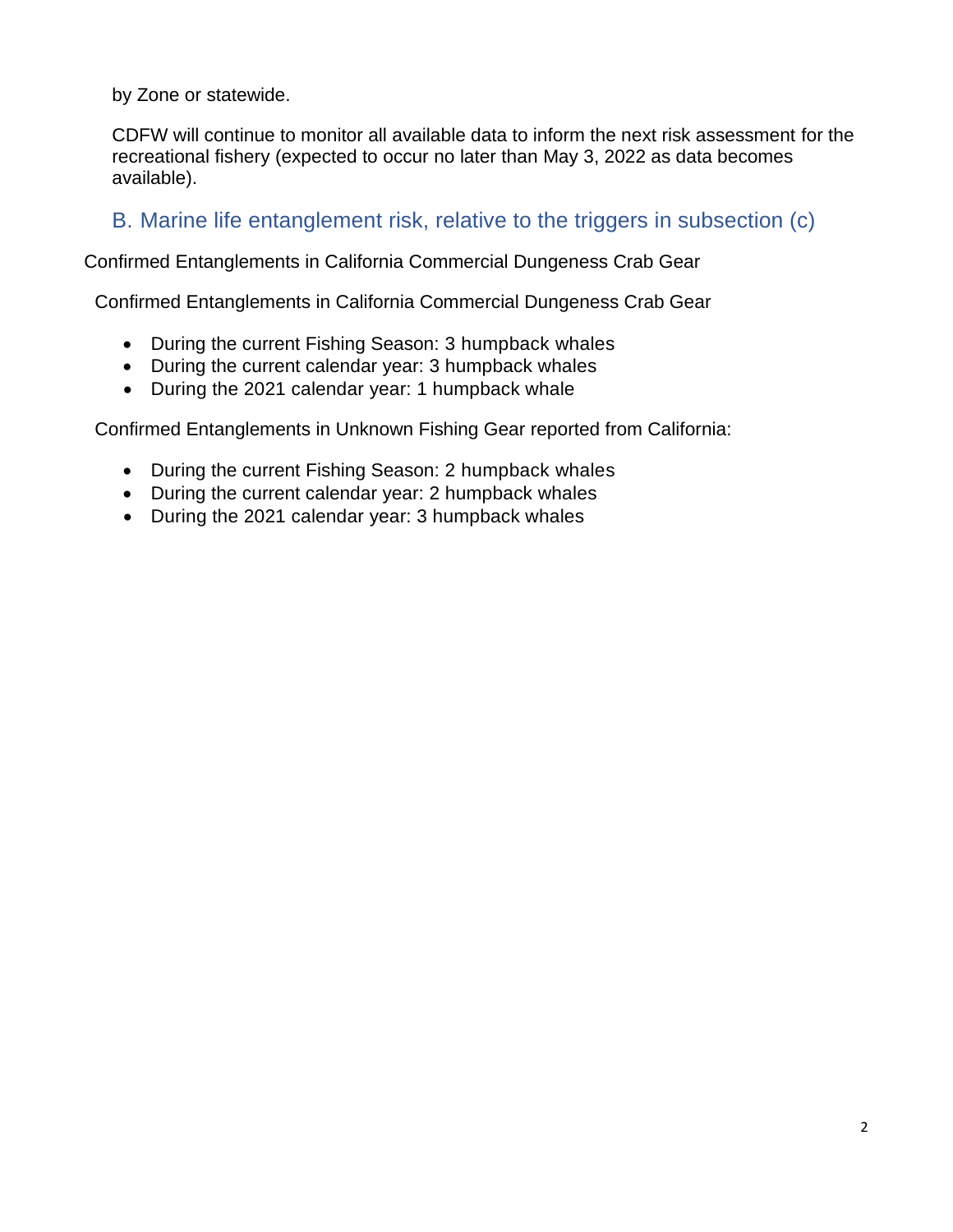by Zone or statewide.

CDFW will continue to monitor all available data to inform the next risk assessment for the recreational fishery (expected to occur no later than May 3, 2022 as data becomes available).

## B. Marine life entanglement risk, relative to the triggers in subsection (c)

Confirmed Entanglements in California Commercial Dungeness Crab Gear

Confirmed Entanglements in California Commercial Dungeness Crab Gear

- During the current Fishing Season: 3 humpback whales
- During the current calendar year: 3 humpback whales
- During the 2021 calendar year: 1 humpback whale

Confirmed Entanglements in Unknown Fishing Gear reported from California:

- During the current Fishing Season: 2 humpback whales
- During the current calendar year: 2 humpback whales
- During the 2021 calendar year: 3 humpback whales